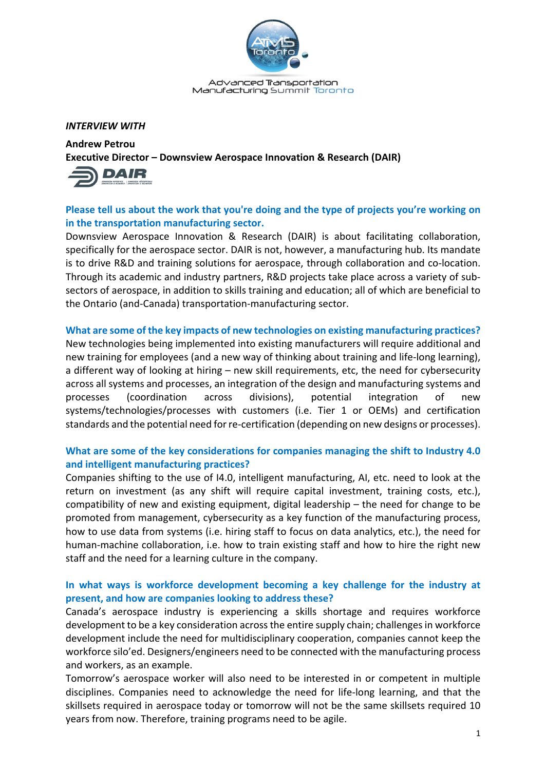Advanced Transportation Manufacturing Summit Toronto

*INTERVIEW WITH*

**Andrew Petrou**
**Executive Director – Downsview Aerospace Innovation & Research (DAIR)**

### Please tell us about the work that you're doing and the type of projects you're working on in the transportation manufacturing sector.

Downsview Aerospace Innovation & Research (DAIR) is about facilitating collaboration, specifically for the aerospace sector. DAIR is not, however, a manufacturing hub. Its mandate is to drive R&D and training solutions for aerospace, through collaboration and co-location. Through its academic and industry partners, R&D projects take place across a variety of sub-sectors of aerospace, in addition to skills training and education; all of which are beneficial to the Ontario (and-Canada) transportation-manufacturing sector.

### What are some of the key impacts of new technologies on existing manufacturing practices?

New technologies being implemented into existing manufacturers will require additional and new training for employees (and a new way of thinking about training and life-long learning), a different way of looking at hiring – new skill requirements, etc, the need for cybersecurity across all systems and processes, an integration of the design and manufacturing systems and processes (coordination across divisions), potential integration of new systems/technologies/processes with customers (i.e. Tier 1 or OEMs) and certification standards and the potential need for re-certification (depending on new designs or processes).

### What are some of the key considerations for companies managing the shift to Industry 4.0 and intelligent manufacturing practices?

Companies shifting to the use of I4.0, intelligent manufacturing, AI, etc. need to look at the return on investment (as any shift will require capital investment, training costs, etc.), compatibility of new and existing equipment, digital leadership – the need for change to be promoted from management, cybersecurity as a key function of the manufacturing process, how to use data from systems (i.e. hiring staff to focus on data analytics, etc.), the need for human-machine collaboration, i.e. how to train existing staff and how to hire the right new staff and the need for a learning culture in the company.

### In what ways is workforce development becoming a key challenge for the industry at present, and how are companies looking to address these?

Canada's aerospace industry is experiencing a skills shortage and requires workforce development to be a key consideration across the entire supply chain; challenges in workforce development include the need for multidisciplinary cooperation, companies cannot keep the workforce silo'ed. Designers/engineers need to be connected with the manufacturing process and workers, as an example.

Tomorrow's aerospace worker will also need to be interested in or competent in multiple disciplines. Companies need to acknowledge the need for life-long learning, and that the skillsets required in aerospace today or tomorrow will not be the same skillsets required 10 years from now. Therefore, training programs need to be agile.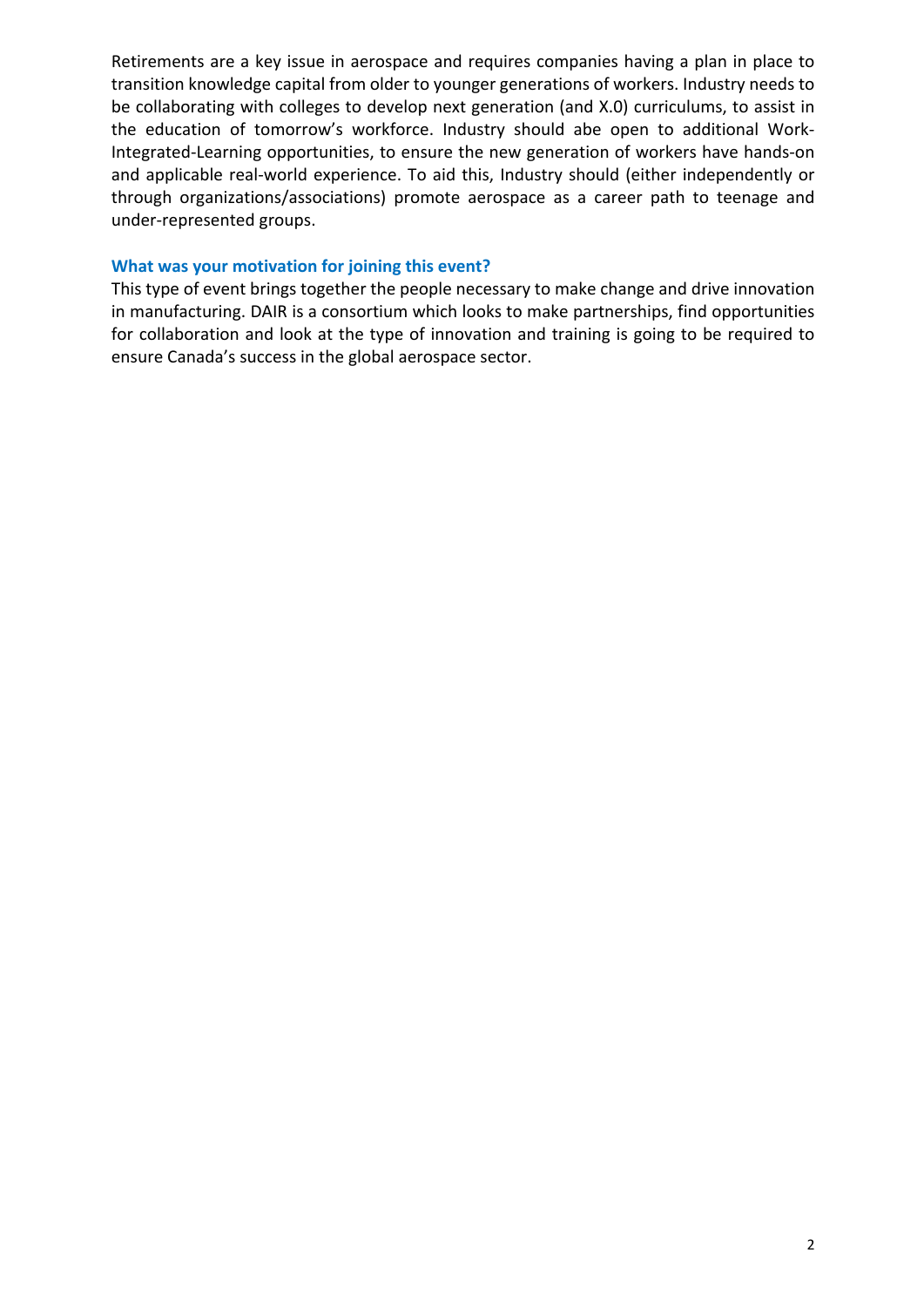Retirements are a key issue in aerospace and requires companies having a plan in place to transition knowledge capital from older to younger generations of workers. Industry needs to be collaborating with colleges to develop next generation (and X.0) curriculums, to assist in the education of tomorrow's workforce. Industry should abe open to additional Work-Integrated-Learning opportunities, to ensure the new generation of workers have hands-on and applicable real-world experience. To aid this, Industry should (either independently or through organizations/associations) promote aerospace as a career path to teenage and under-represented groups.

### What was your motivation for joining this event?

This type of event brings together the people necessary to make change and drive innovation in manufacturing. DAIR is a consortium which looks to make partnerships, find opportunities for collaboration and look at the type of innovation and training is going to be required to ensure Canada's success in the global aerospace sector.